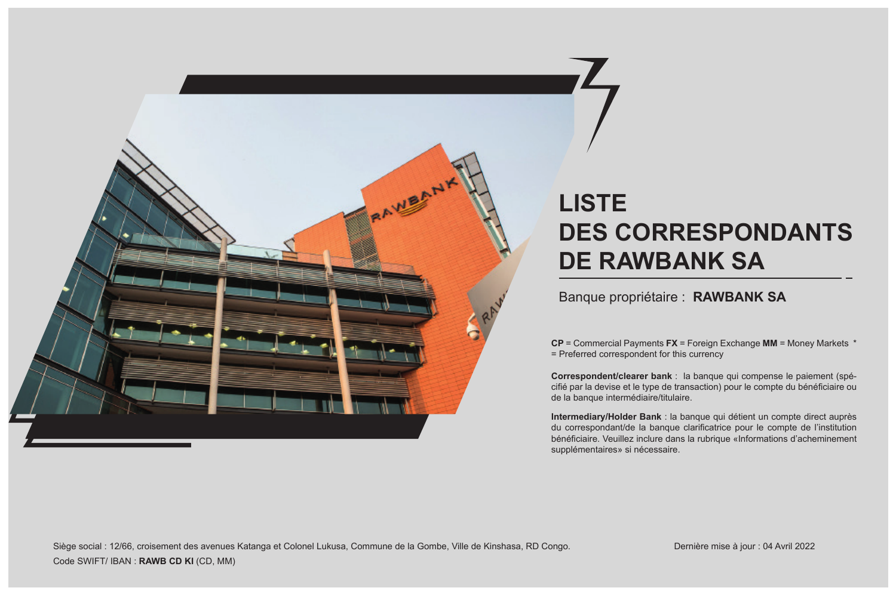# LISTE DES CORRESPONDANTS DE RAWBANK SA

Banque propriétaire : **RAWBANK SA**

**CP** = Commercial Payments **FX** = Foreign Exchange **MM** = Money Markets * = Preferred correspondent for this currency

**Correspondent/clearer bank** : la banque qui compense le paiement (spécifié par la devise et le type de transaction) pour le compte du bénéficiaire ou de la banque intermédiaire/titulaire.

**Intermediary/Holder Bank** : la banque qui détient un compte direct auprès du correspondant/de la banque clarificatrice pour le compte de l'institution bénéficiaire. Veuillez inclure dans la rubrique «Informations d'acheminement supplémentaires» si nécessaire.

Siège social : 12/66, croisement des avenues Katanga et Colonel Lukusa, Commune de la Gombe, Ville de Kinshasa, RD Congo.

Code SWIFT/ IBAN : **RAWB CD KI** (CD, MM)

Dernière mise à jour : 04 Avril 2022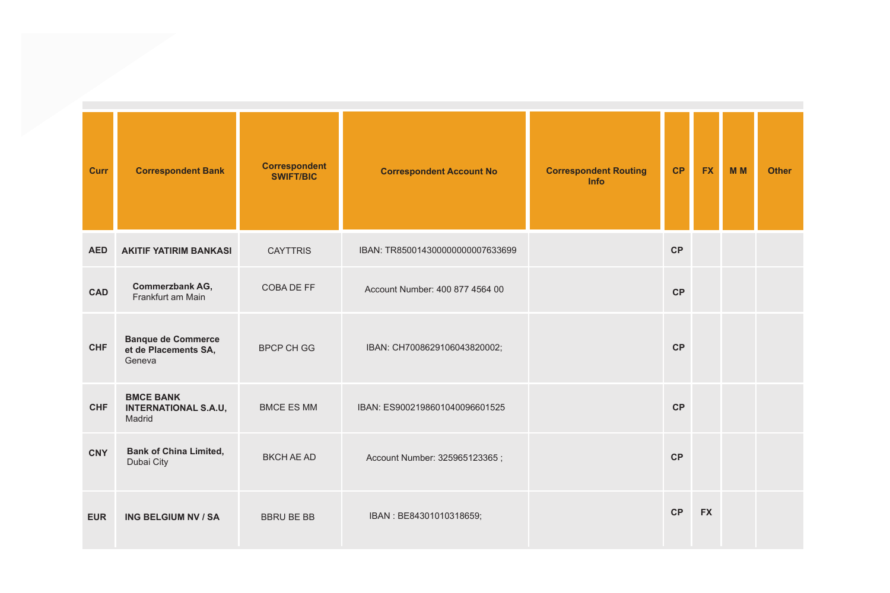| Curr | Correspondent Bank | Correspondent SWIFT/BIC | Correspondent Account No | Correspondent Routing Info | CP | FX | M M | Other |
|---|---|---|---|---|---|---|---|---|
| **AED** | **AKITIF YATIRIM BANKASI** | CAYTTRIS | IBAN: TR850014300000000007633699 | | **CP** | | | |
| **CAD** | **Commerzbank AG,** Frankfurt am Main | COBA DE FF | Account Number: 400 877 4564 00 | | **CP** | | | |
| **CHF** | **Banque de Commerce et de Placements SA,** Geneva | BPCP CH GG | IBAN: CH7008629106043820002; | | **CP** | | | |
| **CHF** | **BMCE BANK INTERNATIONAL S.A.U,** Madrid | BMCE ES MM | IBAN: ES9002198601040096601525 | | **CP** | | | |
| **CNY** | **Bank of China Limited,** Dubai City | BKCH AE AD | Account Number: 325965123365 ; | | **CP** | | | |
| **EUR** | **ING BELGIUM NV / SA** | BBRU BE BB | IBAN : BE84301010318659; | | **CP** | **FX** | | |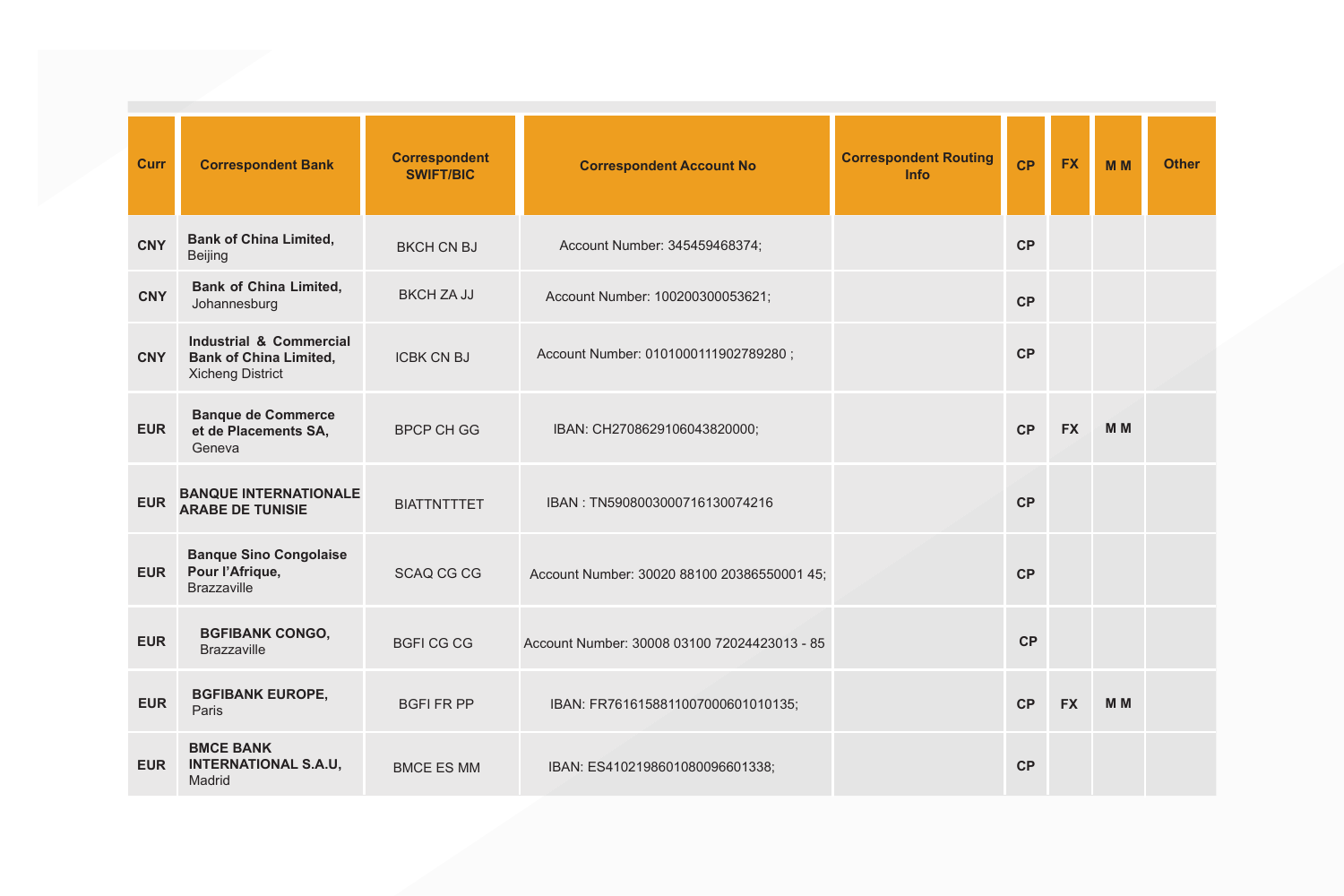| Curr | Correspondent Bank | Correspondent SWIFT/BIC | Correspondent Account No | Correspondent Routing Info | CP | FX | M M | Other |
|---|---|---|---|---|---|---|---|---|
| CNY | **Bank of China Limited,** Beijing | BKCH CN BJ | Account Number: 345459468374; | | CP | | | |
| CNY | **Bank of China Limited,** Johannesburg | BKCH ZA JJ | Account Number: 100200300053621; | | CP | | | |
| CNY | **Industrial & Commercial Bank of China Limited,** Xicheng District | ICBK CN BJ | Account Number: 0101000111902789280 ; | | CP | | | |
| EUR | **Banque de Commerce et de Placements SA,** Geneva | BPCP CH GG | IBAN: CH2708629106043820000; | | CP | FX | M M | |
| EUR | **BANQUE INTERNATIONALE ARABE DE TUNISIE** | BIATTNTTTET | IBAN : TN5908003000716130074216 | | CP | | | |
| EUR | **Banque Sino Congolaise Pour l'Afrique,** Brazzaville | SCAQ CG CG | Account Number: 30020 88100 20386550001 45; | | CP | | | |
| EUR | **BGFIBANK CONGO,** Brazzaville | BGFI CG CG | Account Number: 30008 03100 72024423013 - 85 | | CP | | | |
| EUR | **BGFIBANK EUROPE,** Paris | BGFI FR PP | IBAN: FR7616158811007000601010135; | | CP | FX | M M | |
| EUR | **BMCE BANK INTERNATIONAL S.A.U,** Madrid | BMCE ES MM | IBAN: ES4102198601080096601338; | | CP | | | |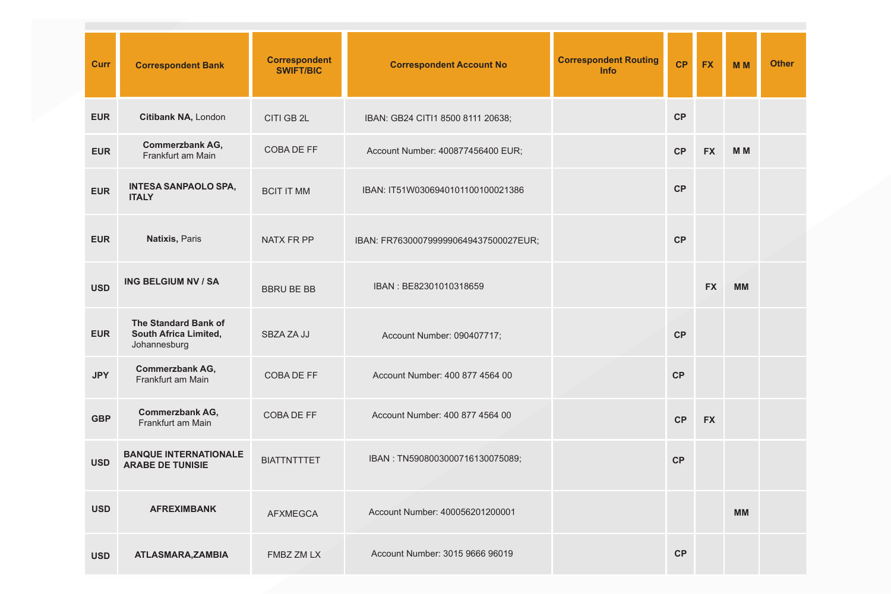| Curr | Correspondent Bank | Correspondent SWIFT/BIC | Correspondent Account No | Correspondent Routing Info | CP | FX | M M | Other |
|---|---|---|---|---|---|---|---|---|
| EUR | **Citibank NA,** London | CITI GB 2L | IBAN: GB24 CITI1 8500 8111 20638; | | CP | | | |
| EUR | **Commerzbank AG,** Frankfurt am Main | COBA DE FF | Account Number: 400877456400 EUR; | | CP | FX | M M | |
| EUR | **INTESA SANPAOLO SPA, ITALY** | BCIT IT MM | IBAN: IT51W0306940101100100021386 | | CP | | | |
| EUR | **Natixis,** Paris | NATX FR PP | IBAN: FR7630007999990649437500027EUR; | | CP | | | |
| USD | **ING BELGIUM NV / SA** | BBRU BE BB | IBAN : BE82301010318659 | | | FX | MM | |
| EUR | **The Standard Bank of South Africa Limited,** Johannesburg | SBZA ZA JJ | Account Number: 090407717; | | CP | | | |
| JPY | **Commerzbank AG,** Frankfurt am Main | COBA DE FF | Account Number: 400 877 4564 00 | | CP | | | |
| GBP | **Commerzbank AG,** Frankfurt am Main | COBA DE FF | Account Number: 400 877 4564 00 | | CP | FX | | |
| USD | **BANQUE INTERNATIONALE ARABE DE TUNISIE** | BIATTNTTTET | IBAN : TN5908003000716130075089; | | CP | | | |
| USD | **AFREXIMBANK** | AFXMEGCA | Account Number: 400056201200001 | | | | MM | |
| USD | **ATLASMARA,ZAMBIA** | FMBZ ZM LX | Account Number: 3015 9666 96019 | | CP | | | |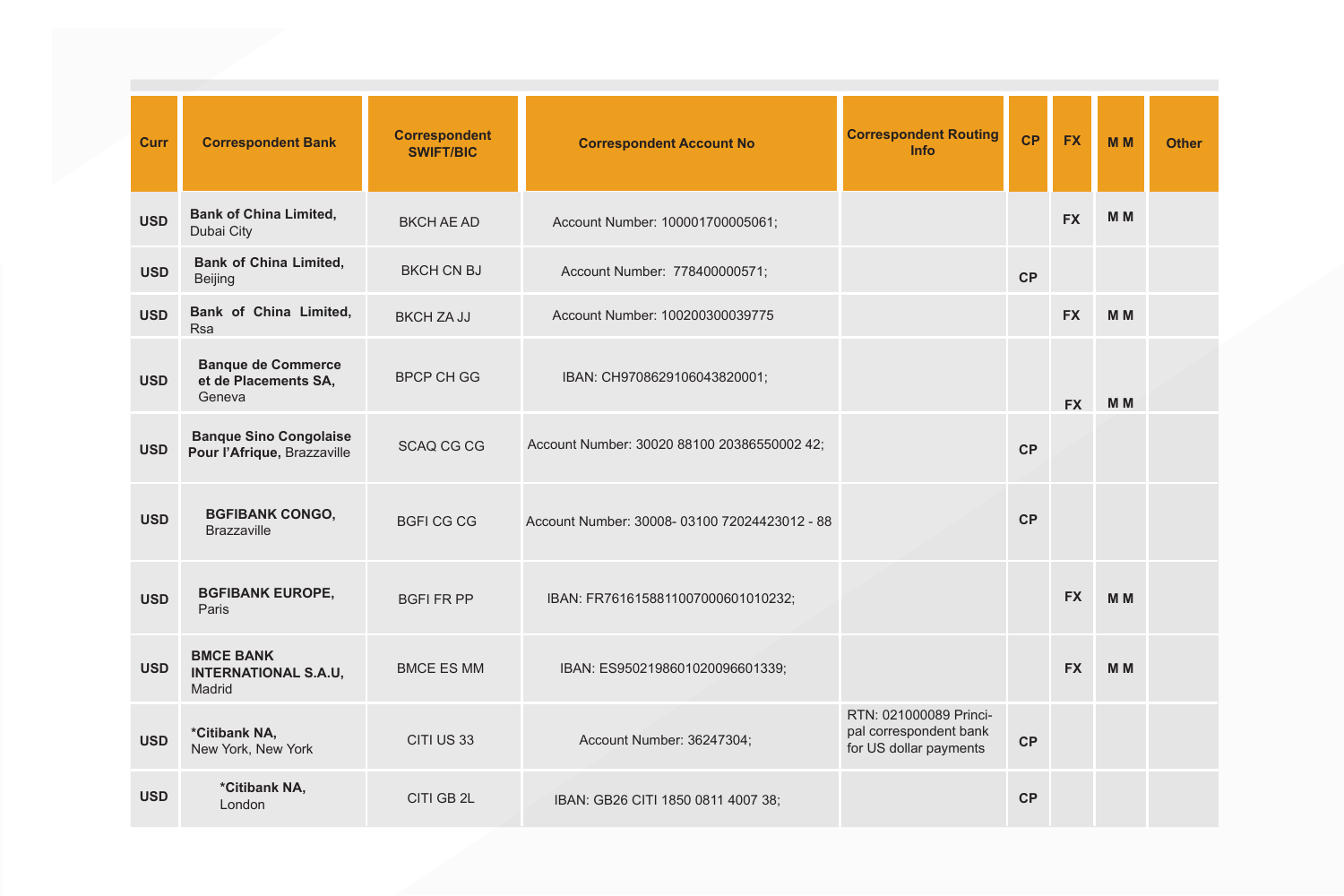| Curr | Correspondent Bank | Correspondent SWIFT/BIC | Correspondent Account No | Correspondent Routing Info | CP | FX | M M | Other |
|---|---|---|---|---|---|---|---|---|
| USD | **Bank of China Limited,** Dubai City | BKCH AE AD | Account Number: 100001700005061; | | | **FX** | **M M** | |
| USD | **Bank of China Limited,** Beijing | BKCH CN BJ | Account Number: 778400000571; | | **CP** | | | |
| USD | **Bank of China Limited,** Rsa | BKCH ZA JJ | Account Number: 100200300039775 | | | **FX** | **M M** | |
| USD | **Banque de Commerce et de Placements SA,** Geneva | BPCP CH GG | IBAN: CH9708629106043820001; | | | **FX** | **M M** | |
| USD | **Banque Sino Congolaise Pour l'Afrique,** Brazzaville | SCAQ CG CG | Account Number: 30020 88100 20386550002 42; | | **CP** | | | |
| USD | **BGFIBANK CONGO,** Brazzaville | BGFI CG CG | Account Number: 30008- 03100 72024423012 - 88 | | **CP** | | | |
| USD | **BGFIBANK EUROPE,** Paris | BGFI FR PP | IBAN: FR7616158811007000601010232; | | | **FX** | **M M** | |
| USD | **BMCE BANK INTERNATIONAL S.A.U,** Madrid | BMCE ES MM | IBAN: ES9502198601020096601339; | | | **FX** | **M M** | |
| USD | ***Citibank NA,** New York, New York | CITI US 33 | Account Number: 36247304; | RTN: 021000089 Principal correspondent bank for US dollar payments | **CP** | | | |
| USD | ***Citibank NA,** London | CITI GB 2L | IBAN: GB26 CITI 1850 0811 4007 38; | | **CP** | | | |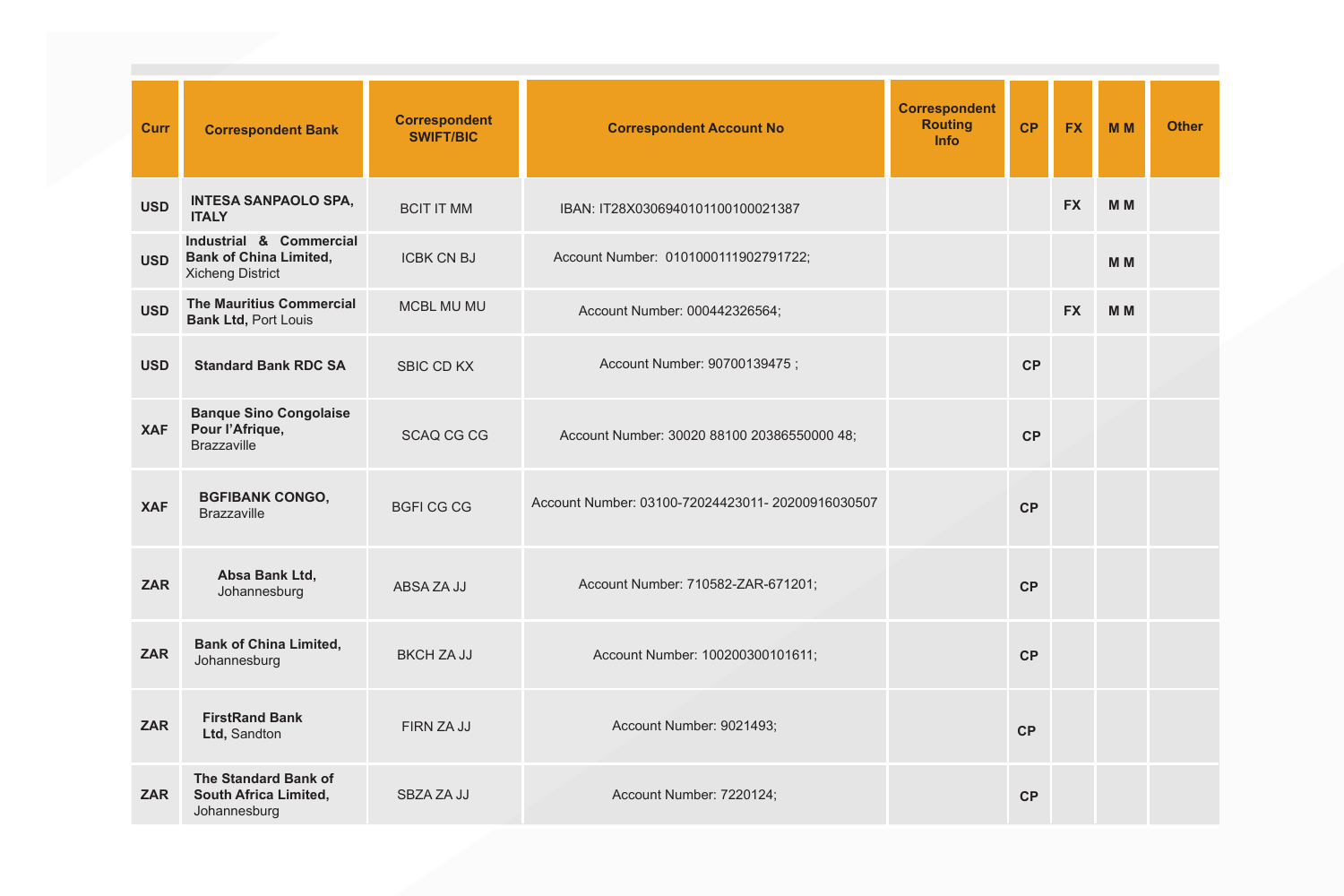| Curr | Correspondent Bank | Correspondent SWIFT/BIC | Correspondent Account No | Correspondent Routing Info | CP | FX | M M | Other |
|---|---|---|---|---|---|---|---|---|
| USD | **INTESA SANPAOLO SPA, ITALY** | BCIT IT MM | IBAN: IT28X0306940101100100021387 | | | FX | M M | |
| USD | **Industrial & Commercial Bank of China Limited,** Xicheng District | ICBK CN BJ | Account Number: 0101000111902791722; | | | | M M | |
| USD | **The Mauritius Commercial Bank Ltd,** Port Louis | MCBL MU MU | Account Number: 000442326564; | | | FX | M M | |
| USD | **Standard Bank RDC SA** | SBIC CD KX | Account Number: 90700139475 ; | | CP | | | |
| XAF | **Banque Sino Congolaise Pour l'Afrique,** Brazzaville | SCAQ CG CG | Account Number: 30020 88100 20386550000 48; | | CP | | | |
| XAF | **BGFIBANK CONGO,** Brazzaville | BGFI CG CG | Account Number: 03100-72024423011- 20200916030507 | | CP | | | |
| ZAR | **Absa Bank Ltd,** Johannesburg | ABSA ZA JJ | Account Number: 710582-ZAR-671201; | | CP | | | |
| ZAR | **Bank of China Limited,** Johannesburg | BKCH ZA JJ | Account Number: 100200300101611; | | CP | | | |
| ZAR | **FirstRand Bank Ltd,** Sandton | FIRN ZA JJ | Account Number: 9021493; | | CP | | | |
| ZAR | **The Standard Bank of South Africa Limited,** Johannesburg | SBZA ZA JJ | Account Number: 7220124; | | CP | | | |